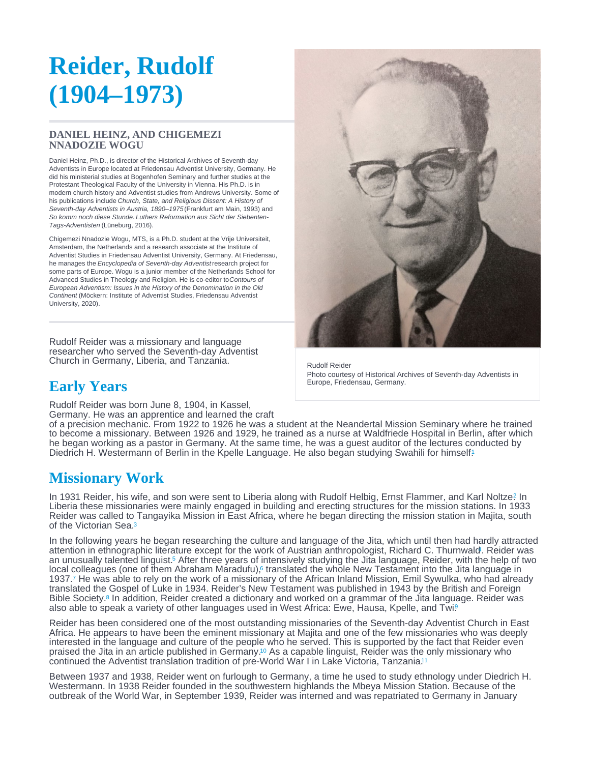# Reider, Rudolf (1904–1973)

**DANIEL HEINZ, AND CHIGEMEZI NNADOZIE WOGU**

Daniel Heinz, Ph.D., is director of the Historical Archives of Seventh-day Adventists in Europe located at Friedensau Adventist University, Germany. He did his ministerial studies at Bogenhofen Seminary and further studies at the Protestant Theological Faculty of the University in Vienna. His Ph.D. is in modern church history and Adventist studies from Andrews University. Some of his publications include *Church, State, and Religious Dissent: A History of Seventh-day Adventists in Austria, 1890–1975* (Frankfurt am Main, 1993) and *So komm noch diese Stunde. Luthers Reformation aus Sicht der Siebenten-Tags-Adventisten* (Lüneburg, 2016).

Chigemezi Nnadozie Wogu, MTS, is a Ph.D. student at the Vrije Universiteit, Amsterdam, the Netherlands and a research associate at the Institute of Adventist Studies in Friedensau Adventist University, Germany. At Friedensau, he manages the *Encyclopedia of Seventh-day Adventist* research project for some parts of Europe. Wogu is a junior member of the Netherlands School for Advanced Studies in Theology and Religion. He is co-editor to *Contours of European Adventism: Issues in the History of the Denomination in the Old Continent* (Möckern: Institute of Adventist Studies, Friedensau Adventist University, 2020).

Rudolf Reider
Photo courtesy of Historical Archives of Seventh-day Adventists in Europe, Friedensau, Germany.

Rudolf Reider was a missionary and language researcher who served the Seventh-day Adventist Church in Germany, Liberia, and Tanzania.

## Early Years

Rudolf Reider was born June 8, 1904, in Kassel, Germany. He was an apprentice and learned the craft of a precision mechanic. From 1922 to 1926 he was a student at the Neandertal Mission Seminary where he trained to become a missionary. Between 1926 and 1929, he trained as a nurse at Waldfriede Hospital in Berlin, after which he began working as a pastor in Germany. At the same time, he was a guest auditor of the lectures conducted by Diedrich H. Westermann of Berlin in the Kpelle Language. He also began studying Swahili for himself.[1]

## Missionary Work

In 1931 Reider, his wife, and son were sent to Liberia along with Rudolf Helbig, Ernst Flammer, and Karl Noltze.[2] In Liberia these missionaries were mainly engaged in building and erecting structures for the mission stations. In 1933 Reider was called to Tangayika Mission in East Africa, where he began directing the mission station in Majita, south of the Victorian Sea.[3]

In the following years he began researching the culture and language of the Jita, which until then had hardly attracted attention in ethnographic literature except for the work of Austrian anthropologist, Richard C. Thurnwald[4]. Reider was an unusually talented linguist.[5] After three years of intensively studying the Jita language, Reider, with the help of two local colleagues (one of them Abraham Maradufu),[6] translated the whole New Testament into the Jita language in 1937.[7] He was able to rely on the work of a missionary of the African Inland Mission, Emil Sywulka, who had already translated the Gospel of Luke in 1934. Reider's New Testament was published in 1943 by the British and Foreign Bible Society.[8] In addition, Reider created a dictionary and worked on a grammar of the Jita language. Reider was also able to speak a variety of other languages used in West Africa: Ewe, Hausa, Kpelle, and Twi.[9]

Reider has been considered one of the most outstanding missionaries of the Seventh-day Adventist Church in East Africa. He appears to have been the eminent missionary at Majita and one of the few missionaries who was deeply interested in the language and culture of the people who he served. This is supported by the fact that Reider even praised the Jita in an article published in Germany.[10] As a capable linguist, Reider was the only missionary who continued the Adventist translation tradition of pre-World War I in Lake Victoria, Tanzania.[11]

Between 1937 and 1938, Reider went on furlough to Germany, a time he used to study ethnology under Diedrich H. Westermann. In 1938 Reider founded in the southwestern highlands the Mbeya Mission Station. Because of the outbreak of the World War, in September 1939, Reider was interned and was repatriated to Germany in January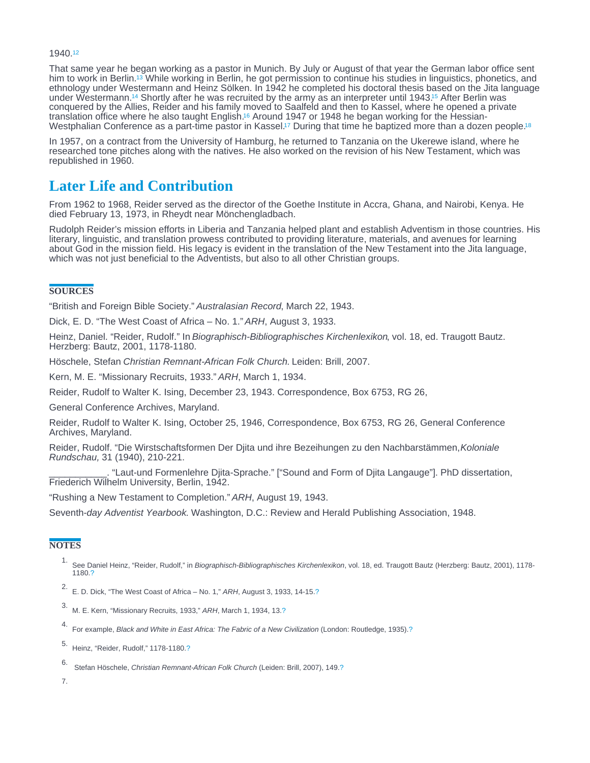1940.[12]

That same year he began working as a pastor in Munich. By July or August of that year the German labor office sent him to work in Berlin.[13] While working in Berlin, he got permission to continue his studies in linguistics, phonetics, and ethnology under Westermann and Heinz Sölken. In 1942 he completed his doctoral thesis based on the Jita language under Westermann.[14] Shortly after he was recruited by the army as an interpreter until 1943.[15] After Berlin was conquered by the Allies, Reider and his family moved to Saalfeld and then to Kassel, where he opened a private translation office where he also taught English.[16] Around 1947 or 1948 he began working for the Hessian-Westphalian Conference as a part-time pastor in Kassel.[17] During that time he baptized more than a dozen people.[18]

In 1957, on a contract from the University of Hamburg, he returned to Tanzania on the Ukerewe island, where he researched tone pitches along with the natives. He also worked on the revision of his New Testament, which was republished in 1960.

## Later Life and Contribution

From 1962 to 1968, Reider served as the director of the Goethe Institute in Accra, Ghana, and Nairobi, Kenya. He died February 13, 1973, in Rheydt near Mönchengladbach.

Rudolph Reider's mission efforts in Liberia and Tanzania helped plant and establish Adventism in those countries. His literary, linguistic, and translation prowess contributed to providing literature, materials, and avenues for learning about God in the mission field. His legacy is evident in the translation of the New Testament into the Jita language, which was not just beneficial to the Adventists, but also to all other Christian groups.

### SOURCES

"British and Foreign Bible Society." *Australasian Record*, March 22, 1943.

Dick, E. D. "The West Coast of Africa – No. 1." *ARH*, August 3, 1933.

Heinz, Daniel. "Reider, Rudolf." In *Biographisch-Bibliographisches Kirchenlexikon*, vol. 18, ed. Traugott Bautz. Herzberg: Bautz, 2001, 1178-1180.

Höschele, Stefan *Christian Remnant-African Folk Church.* Leiden: Brill, 2007.

Kern, M. E. "Missionary Recruits, 1933." *ARH*, March 1, 1934.

Reider, Rudolf to Walter K. Ising, December 23, 1943. Correspondence, Box 6753, RG 26,

General Conference Archives, Maryland.

Reider, Rudolf to Walter K. Ising, October 25, 1946, Correspondence, Box 6753, RG 26, General Conference Archives, Maryland.

Reider, Rudolf. "Die Wirstschaftsformen Der Djita und ihre Bezeihungen zu den Nachbarstämmen, *Koloniale Rundschau,* 31 (1940), 210-221.

___________. "Laut-und Formenlehre Djita-Sprache." ["Sound and Form of Djita Langauge"]. PhD dissertation, Friederich Wilhelm University, Berlin, 1942.

"Rushing a New Testament to Completion." *ARH*, August 19, 1943.

Seventh-*day Adventist Yearbook*. Washington, D.C.: Review and Herald Publishing Association, 1948.

### NOTES

1. See Daniel Heinz, "Reider, Rudolf," in *Biographisch-Bibliographisches Kirchenlexikon*, vol. 18, ed. Traugott Bautz (Herzberg: Bautz, 2001), 1178-1180.?
2. E. D. Dick, "The West Coast of Africa – No. 1," *ARH*, August 3, 1933, 14-15.?
3. M. E. Kern, "Missionary Recruits, 1933," *ARH*, March 1, 1934, 13.?
4. For example, *Black and White in East Africa: The Fabric of a New Civilization* (London: Routledge, 1935).?
5. Heinz, "Reider, Rudolf," 1178-1180.?
6. Stefan Höschele, *Christian Remnant-African Folk Church* (Leiden: Brill, 2007), 149.?
7.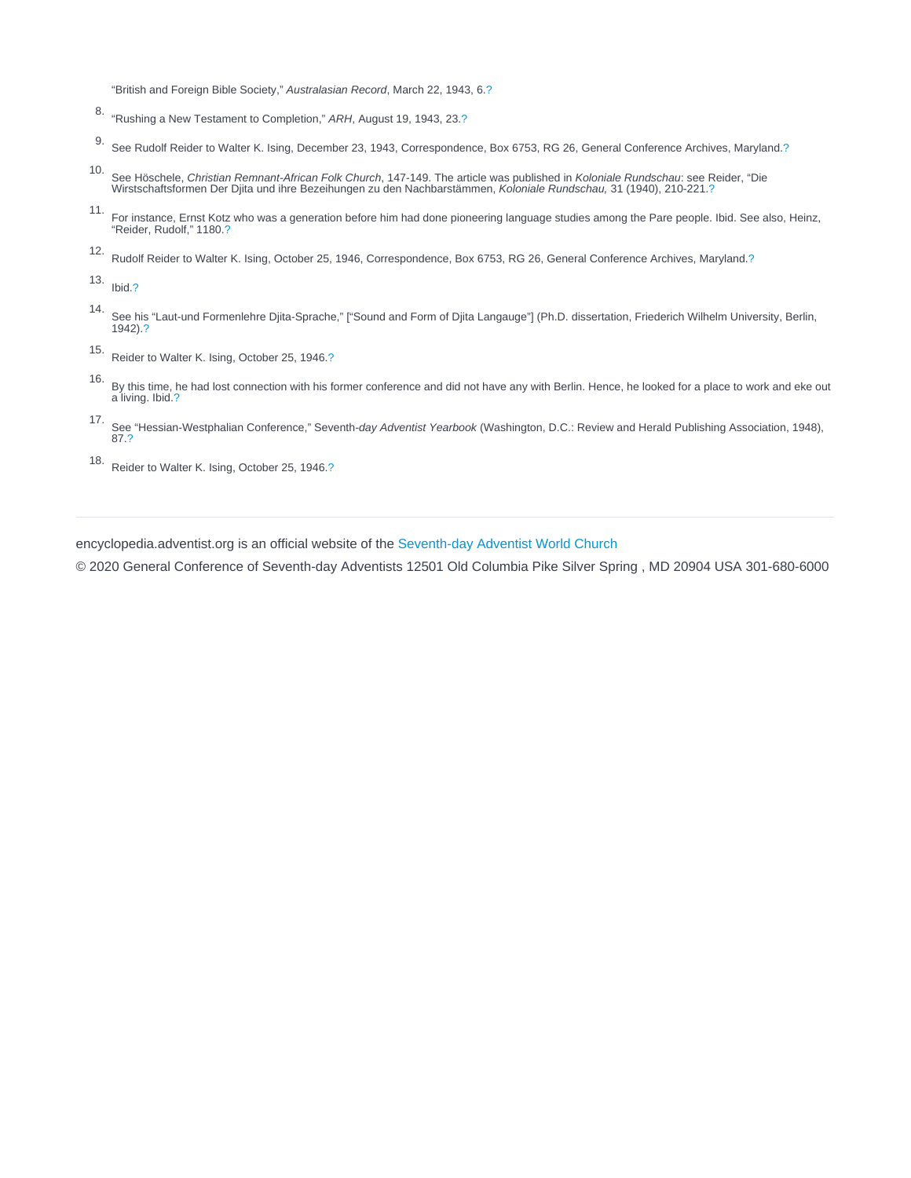"British and Foreign Bible Society," *Australasian Record*, March 22, 2943, 6.?

8. "Rushing a New Testament to Completion," *ARH*, August 19, 1943, 23.?

9. See Rudolf Reider to Walter K. Ising, December 23, 1943, Correspondence, Box 6753, RG 26, General Conference Archives, Maryland.?

10. See Höschele, *Christian Remnant-African Folk Church*, 147-149. The article was published in *Koloniale Rundschau*: see Reider, "Die Wirstschaftsformen Der Djita und ihre Bezeihungen zu den Nachbarstämmen, *Koloniale Rundschau,* 31 (1940), 210-221.?

11. For instance, Ernst Kotz who was a generation before him had done pioneering language studies among the Pare people. Ibid. See also, Heinz, "Reider, Rudolf," 1180.?

12. Rudolf Reider to Walter K. Ising, October 25, 1946, Correspondence, Box 6753, RG 26, General Conference Archives, Maryland.?

13. Ibid.?

14. See his "Laut-und Formenlehre Djita-Sprache," ["Sound and Form of Djita Langauge"] (Ph.D. dissertation, Friederich Wilhelm University, Berlin, 1942).?

15. Reider to Walter K. Ising, October 25, 1946.?

16. By this time, he had lost connection with his former conference and did not have any with Berlin. Hence, he looked for a place to work and eke out a living. Ibid.?

17. See "Hessian-Westphalian Conference," Seventh-*day Adventist Yearbook* (Washington, D.C.: Review and Herald Publishing Association, 1948), 87.?

18. Reider to Walter K. Ising, October 25, 1946.?

---

encyclopedia.adventist.org is an official website of the Seventh-day Adventist World Church

© 2020 General Conference of Seventh-day Adventists 12501 Old Columbia Pike Silver Spring , MD 20904 USA 301-680-6000